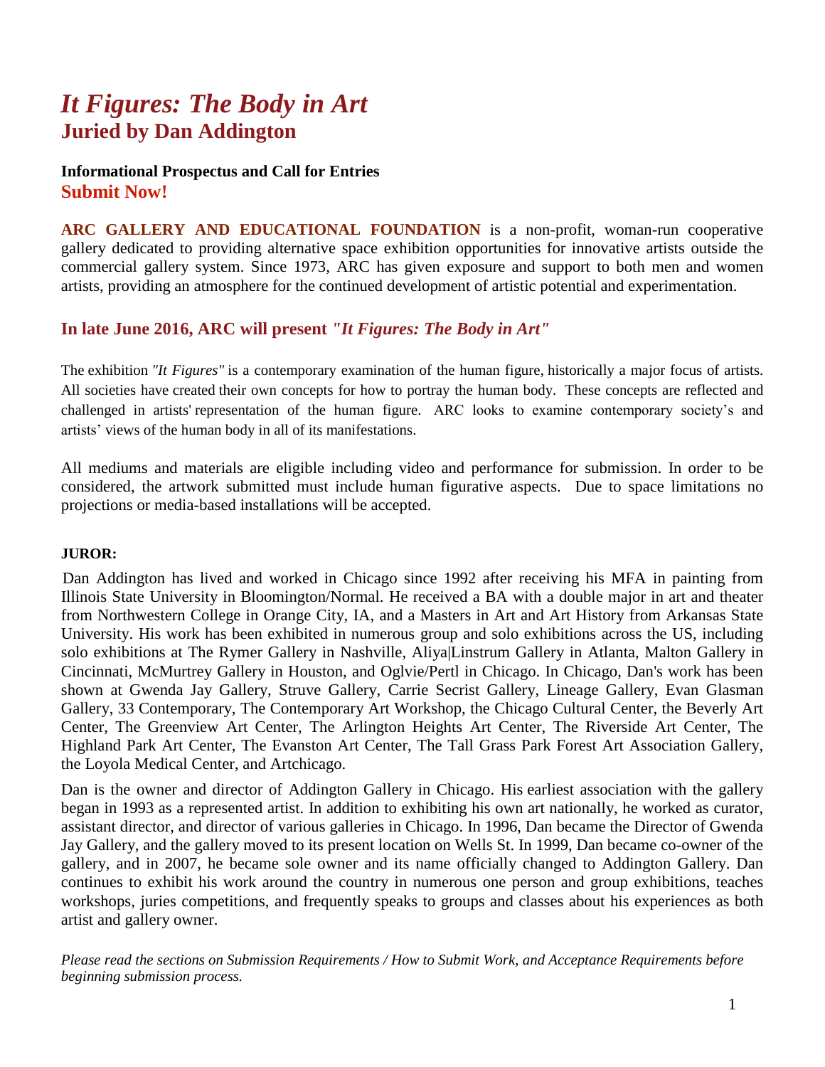# *It Figures: The Body in Art*

## Juried by Dan Addington

**Informational Prospectus and Call for Entries**

**Submit Now!**

**ARC GALLERY AND EDUCATIONAL FOUNDATION** is a non-profit, woman-run cooperative gallery dedicated to providing alternative space exhibition opportunities for innovative artists outside the commercial gallery system. Since 1973, ARC has given exposure and support to both men and women artists, providing an atmosphere for the continued development of artistic potential and experimentation.

### In late June 2016, ARC will present *"It Figures: The Body in Art"*

The exhibition *"It Figures"* is a contemporary examination of the human figure, historically a major focus of artists. All societies have created their own concepts for how to portray the human body. These concepts are reflected and challenged in artists' representation of the human figure. ARC looks to examine contemporary society's and artists' views of the human body in all of its manifestations.

All mediums and materials are eligible including video and performance for submission. In order to be considered, the artwork submitted must include human figurative aspects. Due to space limitations no projections or media-based installations will be accepted.

**JUROR:**

Dan Addington has lived and worked in Chicago since 1992 after receiving his MFA in painting from Illinois State University in Bloomington/Normal. He received a BA with a double major in art and theater from Northwestern College in Orange City, IA, and a Masters in Art and Art History from Arkansas State University. His work has been exhibited in numerous group and solo exhibitions across the US, including solo exhibitions at The Rymer Gallery in Nashville, Aliya|Linstrum Gallery in Atlanta, Malton Gallery in Cincinnati, McMurtrey Gallery in Houston, and Oglvie/Pertl in Chicago. In Chicago, Dan's work has been shown at Gwenda Jay Gallery, Struve Gallery, Carrie Secrist Gallery, Lineage Gallery, Evan Glasman Gallery, 33 Contemporary, The Contemporary Art Workshop, the Chicago Cultural Center, the Beverly Art Center, The Greenview Art Center, The Arlington Heights Art Center, The Riverside Art Center, The Highland Park Art Center, The Evanston Art Center, The Tall Grass Park Forest Art Association Gallery, the Loyola Medical Center, and Artchicago.

Dan is the owner and director of Addington Gallery in Chicago. His earliest association with the gallery began in 1993 as a represented artist. In addition to exhibiting his own art nationally, he worked as curator, assistant director, and director of various galleries in Chicago. In 1996, Dan became the Director of Gwenda Jay Gallery, and the gallery moved to its present location on Wells St. In 1999, Dan became co-owner of the gallery, and in 2007, he became sole owner and its name officially changed to Addington Gallery. Dan continues to exhibit his work around the country in numerous one person and group exhibitions, teaches workshops, juries competitions, and frequently speaks to groups and classes about his experiences as both artist and gallery owner.

*Please read the sections on Submission Requirements / How to Submit Work, and Acceptance Requirements before beginning submission process.*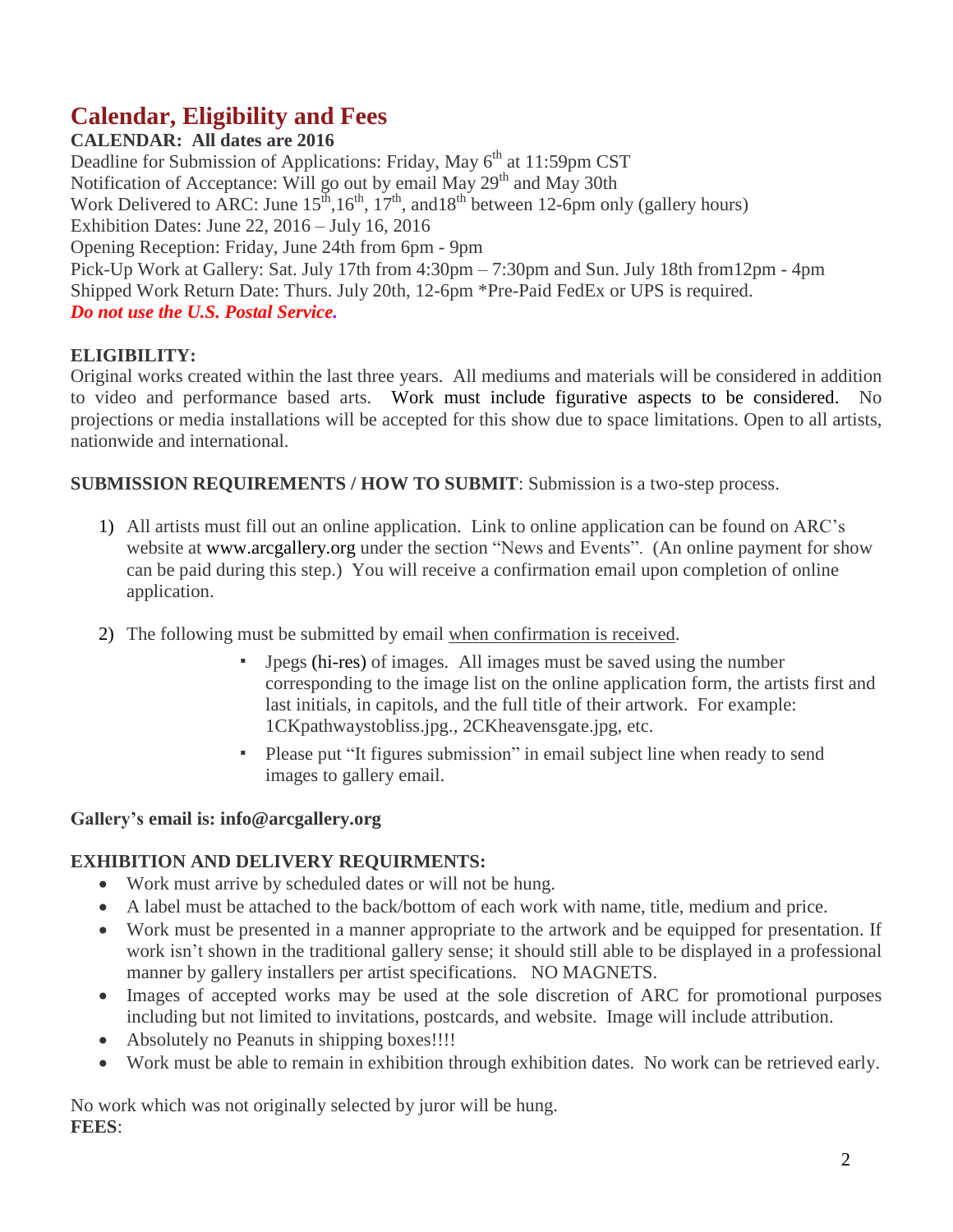# Calendar, Eligibility and Fees

**CALENDAR: All dates are 2016**

Deadline for Submission of Applications: Friday, May 6th at 11:59pm CST
Notification of Acceptance: Will go out by email May 29th and May 30th
Work Delivered to ARC: June 15th,16th, 17th, and18th between 12-6pm only (gallery hours)
Exhibition Dates: June 22, 2016 – July 16, 2016
Opening Reception: Friday, June 24th from 6pm - 9pm
Pick-Up Work at Gallery: Sat. July 17th from 4:30pm – 7:30pm and Sun. July 18th from12pm - 4pm
Shipped Work Return Date: Thurs. July 20th, 12-6pm *Pre-Paid FedEx or UPS is required.
***Do not use the U.S. Postal Service.***

**ELIGIBILITY:**

Original works created within the last three years. All mediums and materials will be considered in addition to video and performance based arts. Work must include figurative aspects to be considered. No projections or media installations will be accepted for this show due to space limitations. Open to all artists, nationwide and international.

**SUBMISSION REQUIREMENTS / HOW TO SUBMIT**: Submission is a two-step process.

1) All artists must fill out an online application. Link to online application can be found on ARC's website at www.arcgallery.org under the section "News and Events". (An online payment for show can be paid during this step.) You will receive a confirmation email upon completion of online application.

2) The following must be submitted by email when confirmation is received.
   - Jpegs (hi-res) of images. All images must be saved using the number corresponding to the image list on the online application form, the artists first and last initials, in capitols, and the full title of their artwork. For example: 1CKpathwaystobliss.jpg., 2CKheavensgate.jpg, etc.
   - Please put "It figures submission" in email subject line when ready to send images to gallery email.

**Gallery's email is: info@arcgallery.org**

**EXHIBITION AND DELIVERY REQUIRMENTS:**

- Work must arrive by scheduled dates or will not be hung.
- A label must be attached to the back/bottom of each work with name, title, medium and price.
- Work must be presented in a manner appropriate to the artwork and be equipped for presentation. If work isn't shown in the traditional gallery sense; it should still able to be displayed in a professional manner by gallery installers per artist specifications. NO MAGNETS.
- Images of accepted works may be used at the sole discretion of ARC for promotional purposes including but not limited to invitations, postcards, and website. Image will include attribution.
- Absolutely no Peanuts in shipping boxes!!!!
- Work must be able to remain in exhibition through exhibition dates. No work can be retrieved early.

No work which was not originally selected by juror will be hung.

**FEES**: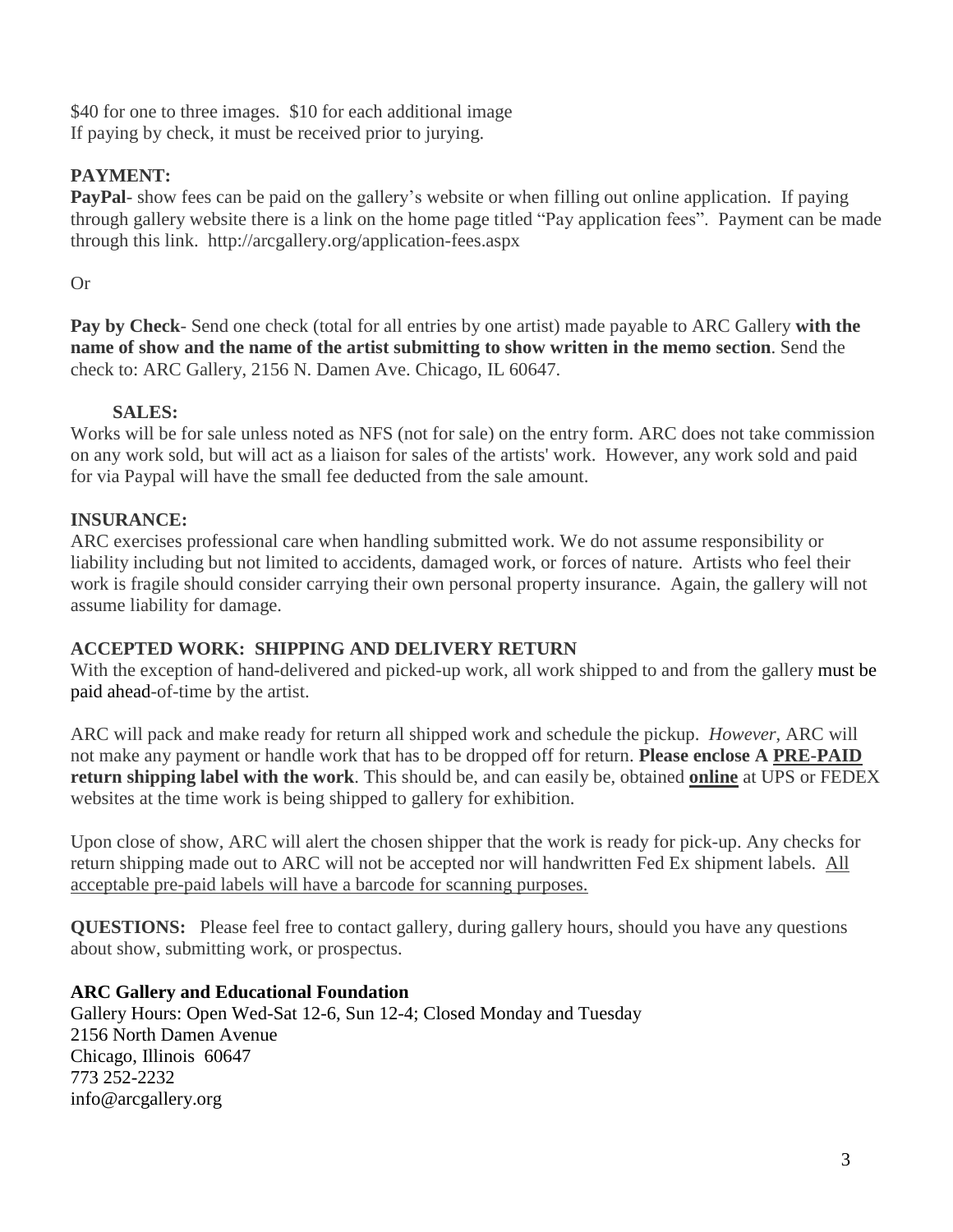$40 for one to three images. $10 for each additional image
If paying by check, it must be received prior to jurying.

**PAYMENT:**

**PayPal**- show fees can be paid on the gallery's website or when filling out online application. If paying through gallery website there is a link on the home page titled "Pay application fees". Payment can be made through this link. http://arcgallery.org/application-fees.aspx

Or

**Pay by Check**- Send one check (total for all entries by one artist) made payable to ARC Gallery **with the name of show and the name of the artist submitting to show written in the memo section**. Send the check to: ARC Gallery, 2156 N. Damen Ave. Chicago, IL 60647.

**SALES:**

Works will be for sale unless noted as NFS (not for sale) on the entry form. ARC does not take commission on any work sold, but will act as a liaison for sales of the artists' work. However, any work sold and paid for via Paypal will have the small fee deducted from the sale amount.

**INSURANCE:**

ARC exercises professional care when handling submitted work. We do not assume responsibility or liability including but not limited to accidents, damaged work, or forces of nature. Artists who feel their work is fragile should consider carrying their own personal property insurance. Again, the gallery will not assume liability for damage.

**ACCEPTED WORK: SHIPPING AND DELIVERY RETURN**

With the exception of hand-delivered and picked-up work, all work shipped to and from the gallery must be paid ahead-of-time by the artist.

ARC will pack and make ready for return all shipped work and schedule the pickup. *However*, ARC will not make any payment or handle work that has to be dropped off for return. **Please enclose A PRE-PAID return shipping label with the work**. This should be, and can easily be, obtained **online** at UPS or FEDEX websites at the time work is being shipped to gallery for exhibition.

Upon close of show, ARC will alert the chosen shipper that the work is ready for pick-up. Any checks for return shipping made out to ARC will not be accepted nor will handwritten Fed Ex shipment labels. All acceptable pre-paid labels will have a barcode for scanning purposes.

**QUESTIONS:** Please feel free to contact gallery, during gallery hours, should you have any questions about show, submitting work, or prospectus.

**ARC Gallery and Educational Foundation**
Gallery Hours: Open Wed-Sat 12-6, Sun 12-4; Closed Monday and Tuesday
2156 North Damen Avenue
Chicago, Illinois 60647
773 252-2232
info@arcgallery.org